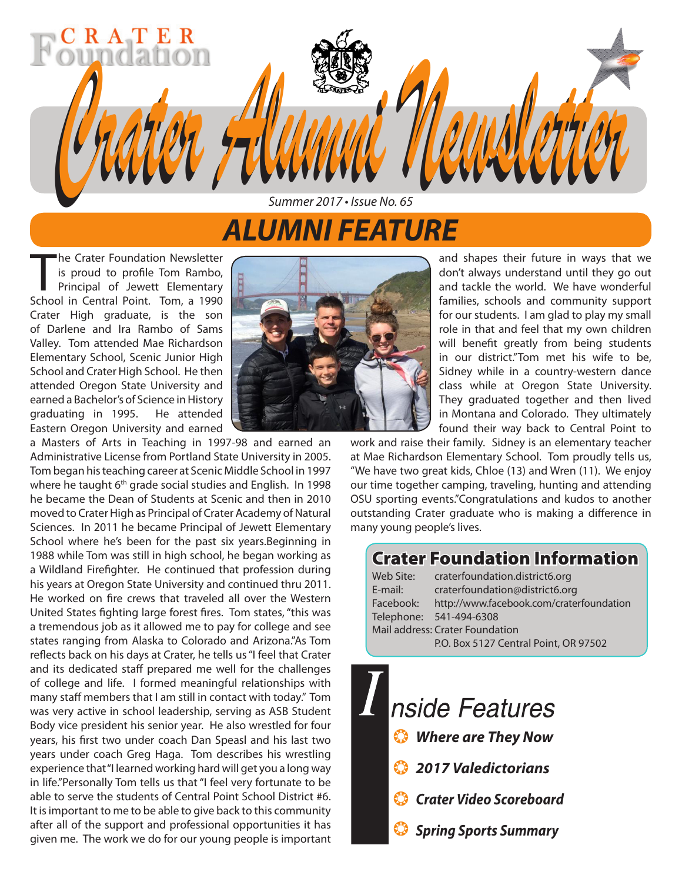# Crater Alumni Newsletter

CRATER Foundation

*Summer 2017 • Issue No. 65*

## ALUMNI FEATURE

The Crater Foundation Newsletter is proud to profile Tom Rambo, Principal of Jewett Elementary School in Central Point. Tom, a 1990 Crater High graduate, is the son of Darlene and Ira Rambo of Sams Valley. Tom attended Mae Richardson Elementary School, Scenic Junior High School and Crater High School. He then attended Oregon State University and earned a Bachelor's of Science in History graduating in 1995. He attended Eastern Oregon University and earned a Masters of Arts in Teaching in 1997-98 and earned an Administrative License from Portland State University in 2005. Tom began his teaching career at Scenic Middle School in 1997 where he taught 6th grade social studies and English. In 1998 he became the Dean of Students at Scenic and then in 2010 moved to Crater High as Principal of Crater Academy of Natural Sciences. In 2011 he became Principal of Jewett Elementary School where he's been for the past six years.Beginning in 1988 while Tom was still in high school, he began working as a Wildland Firefighter. He continued that profession during his years at Oregon State University and continued thru 2011. He worked on fire crews that traveled all over the Western United States fighting large forest fires. Tom states, "this was a tremendous job as it allowed me to pay for college and see states ranging from Alaska to Colorado and Arizona."As Tom reflects back on his days at Crater, he tells us "I feel that Crater and its dedicated staff prepared me well for the challenges of college and life. I formed meaningful relationships with many staff members that I am still in contact with today." Tom was very active in school leadership, serving as ASB Student Body vice president his senior year. He also wrestled for four years, his first two under coach Dan Speasl and his last two years under coach Greg Haga. Tom describes his wrestling experience that "I learned working hard will get you a long way in life."Personally Tom tells us that "I feel very fortunate to be able to serve the students of Central Point School District #6. It is important to me to be able to give back to this community after all of the support and professional opportunities it has given me. The work we do for our young people is important and shapes their future in ways that we don't always understand until they go out and tackle the world. We have wonderful families, schools and community support for our students. I am glad to play my small role in that and feel that my own children will benefit greatly from being students in our district."Tom met his wife to be, Sidney while in a country-western dance class while at Oregon State University. They graduated together and then lived in Montana and Colorado. They ultimately found their way back to Central Point to work and raise their family. Sidney is an elementary teacher at Mae Richardson Elementary School. Tom proudly tells us, "We have two great kids, Chloe (13) and Wren (11). We enjoy our time together camping, traveling, hunting and attending OSU sporting events."Congratulations and kudos to another outstanding Crater graduate who is making a difference in many young people's lives.

### Crater Foundation Information

| | |
|---|---|
| Web Site: | craterfoundation.district6.org |
| E-mail: | craterfoundation@district6.org |
| Facebook: | http://www.facebook.com/craterfoundation |
| Telephone: | 541-494-6308 |
| Mail address: | Crater Foundation<br>P.O. Box 5127 Central Point, OR 97502 |

### Inside Features

- ***Where are They Now***
- ***2017 Valedictorians***
- ***Crater Video Scoreboard***
- ***Spring Sports Summary***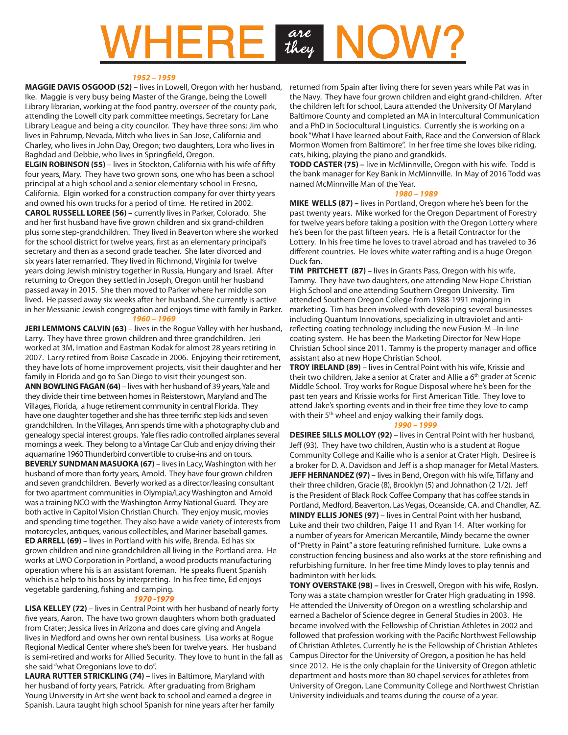# WHERE *are they* NOW?

***1952 – 1959***

**MAGGIE DAVIS OSGOOD (52)** – lives in Lowell, Oregon with her husband, Ike. Maggie is very busy being Master of the Grange, being the Lowell Library librarian, working at the food pantry, overseer of the county park, attending the Lowell city park committee meetings, Secretary for Lane Library League and being a city councilor. They have three sons; Jim who lives in Pahrump, Nevada, Mitch who lives in San Jose, California and Charley, who lives in John Day, Oregon; two daughters, Lora who lives in Baghdad and Debbie, who lives in Springfield, Oregon.

**ELGIN ROBINSON (55)** – lives in Stockton, California with his wife of fifty four years, Mary. They have two grown sons, one who has been a school principal at a high school and a senior elementary school in Fresno, California. Elgin worked for a construction company for over thirty years and owned his own trucks for a period of time. He retired in 2002.

**CAROL RUSSELL LOREE (56) –** currently lives in Parker, Colorado. She and her first husband have five grown children and six grand-children plus some step-grandchildren. They lived in Beaverton where she worked for the school district for twelve years, first as an elementary principal's secretary and then as a second grade teacher. She later divorced and six years later remarried. They lived in Richmond, Virginia for twelve years doing Jewish ministry together in Russia, Hungary and Israel. After returning to Oregon they settled in Joseph, Oregon until her husband passed away in 2015. She then moved to Parker where her middle son lived. He passed away six weeks after her husband. She currently is active in her Messianic Jewish congregation and enjoys time with family in Parker.

***1960 – 1969***

**JERI LEMMONS CALVIN (63)** – lives in the Rogue Valley with her husband, Larry. They have three grown children and three grandchildren. Jeri worked at 3M, Imation and Eastman Kodak for almost 28 years retiring in 2007. Larry retired from Boise Cascade in 2006. Enjoying their retirement, they have lots of home improvement projects, visit their daughter and her family in Florida and go to San Diego to visit their youngest son.

**ANN BOWLING FAGAN (64)** – lives with her husband of 39 years, Yale and they divide their time between homes in Reisterstown, Maryland and The Villages, Florida, a huge retirement community in central Florida. They have one daughter together and she has three terrific step kids and seven grandchildren. In the Villages, Ann spends time with a photography club and genealogy special interest groups. Yale flies radio controlled airplanes several mornings a week. They belong to a Vintage Car Club and enjoy driving their aquamarine 1960 Thunderbird convertible to cruise-ins and on tours.

**BEVERLY SUNDMAN MASUOKA (67)** – lives in Lacy, Washington with her husband of more than forty years, Arnold. They have four grown children and seven grandchildren. Beverly worked as a director/leasing consultant for two apartment communities in Olympia/Lacy Washington and Arnold was a training NCO with the Washington Army National Guard. They are both active in Capitol Vision Christian Church. They enjoy music, movies and spending time together. They also have a wide variety of interests from motorcycles, antiques, various collectibles, and Mariner baseball games.

**ED ARRELL (69) –** lives in Portland with his wife, Brenda. Ed has six grown children and nine grandchildren all living in the Portland area. He works at LWO Corporation in Portland, a wood products manufacturing operation where his is an assistant foreman. He speaks fluent Spanish which is a help to his boss by interpreting. In his free time, Ed enjoys vegetable gardening, fishing and camping.

***1970 -1979***

**LISA KELLEY (72)** – lives in Central Point with her husband of nearly forty five years, Aaron. The have two grown daughters whom both graduated from Crater; Jessica lives in Arizona and does care giving and Angela lives in Medford and owns her own rental business. Lisa works at Rogue Regional Medical Center where she's been for twelve years. Her husband is semi-retired and works for Allied Security. They love to hunt in the fall as she said "what Oregonians love to do".

**LAURA RUTTER STRICKLING (74)** – lives in Baltimore, Maryland with her husband of forty years, Patrick. After graduating from Brigham Young University in Art she went back to school and earned a degree in Spanish. Laura taught high school Spanish for nine years after her family returned from Spain after living there for seven years while Pat was in the Navy. They have four grown children and eight grand-children. After the children left for school, Laura attended the University Of Maryland Baltimore County and completed an MA in Intercultural Communication and a PhD in Sociocultural Linguistics. Currently she is working on a book "What I have learned about Faith, Race and the Conversion of Black Mormon Women from Baltimore". In her free time she loves bike riding, cats, hiking, playing the piano and grandkids.

**TODD CASTER (75) –** live in McMinnville, Oregon with his wife. Todd is the bank manager for Key Bank in McMinnville. In May of 2016 Todd was named McMinnville Man of the Year.

***1980 – 1989***

**MIKE WELLS (87) –** lives in Portland, Oregon where he's been for the past twenty years. Mike worked for the Oregon Department of Forestry for twelve years before taking a position with the Oregon Lottery where he's been for the past fifteen years. He is a Retail Contractor for the Lottery. In his free time he loves to travel abroad and has traveled to 36 different countries. He loves white water rafting and is a huge Oregon Duck fan.

**TIM PRITCHETT (87) –** lives in Grants Pass, Oregon with his wife, Tammy. They have two daughters, one attending New Hope Christian High School and one attending Southern Oregon University. Tim attended Southern Oregon College from 1988-1991 majoring in marketing. Tim has been involved with developing several businesses including Quantum Innovations, specializing in ultraviolet and anti-reflecting coating technology including the new Fusion-M –In-line coating system. He has been the Marketing Director for New Hope Christian School since 2011. Tammy is the property manager and office assistant also at new Hope Christian School.

**TROY IRELAND (89)** – lives in Central Point with his wife, Krissie and their two children, Jake a senior at Crater and Allie a 6th grader at Scenic Middle School. Troy works for Rogue Disposal where he's been for the past ten years and Krissie works for First American Title. They love to attend Jake's sporting events and in their free time they love to camp with their 5th wheel and enjoy walking their family dogs.

***1990 – 1999***

**DESIREE SILLS MOLLOY (92)** – lives in Central Point with her husband, Jeff (93). They have two children, Austin who is a student at Rogue Community College and Kailie who is a senior at Crater High. Desiree is a broker for D. A. Davidson and Jeff is a shop manager for Metal Masters.

**JEFF HERNANDEZ (97)** – lives in Bend, Oregon with his wife, Tiffany and their three children, Gracie (8), Brooklyn (5) and Johnathon (2 1/2). Jeff is the President of Black Rock Coffee Company that has coffee stands in Portland, Medford, Beaverton, Las Vegas, Oceanside, CA. and Chandler, AZ.

**MINDY ELLIS JONES (97)** – lives in Central Point with her husband, Luke and their two children, Paige 11 and Ryan 14. After working for a number of years for American Mercantile, Mindy became the owner of "Pretty in Paint" a store featuring refinished furniture. Luke owns a construction fencing business and also works at the store refinishing and refurbishing furniture. In her free time Mindy loves to play tennis and badminton with her kids.

**TONY OVERSTAKE (98) –** lives in Creswell, Oregon with his wife, Roslyn. Tony was a state champion wrestler for Crater High graduating in 1998. He attended the University of Oregon on a wrestling scholarship and earned a Bachelor of Science degree in General Studies in 2003. He became involved with the Fellowship of Christian Athletes in 2002 and followed that profession working with the Pacific Northwest Fellowship of Christian Athletes. Currently he is the Fellowship of Christian Athletes Campus Director for the University of Oregon, a position he has held since 2012. He is the only chaplain for the University of Oregon athletic department and hosts more than 80 chapel services for athletes from University of Oregon, Lane Community College and Northwest Christian University individuals and teams during the course of a year.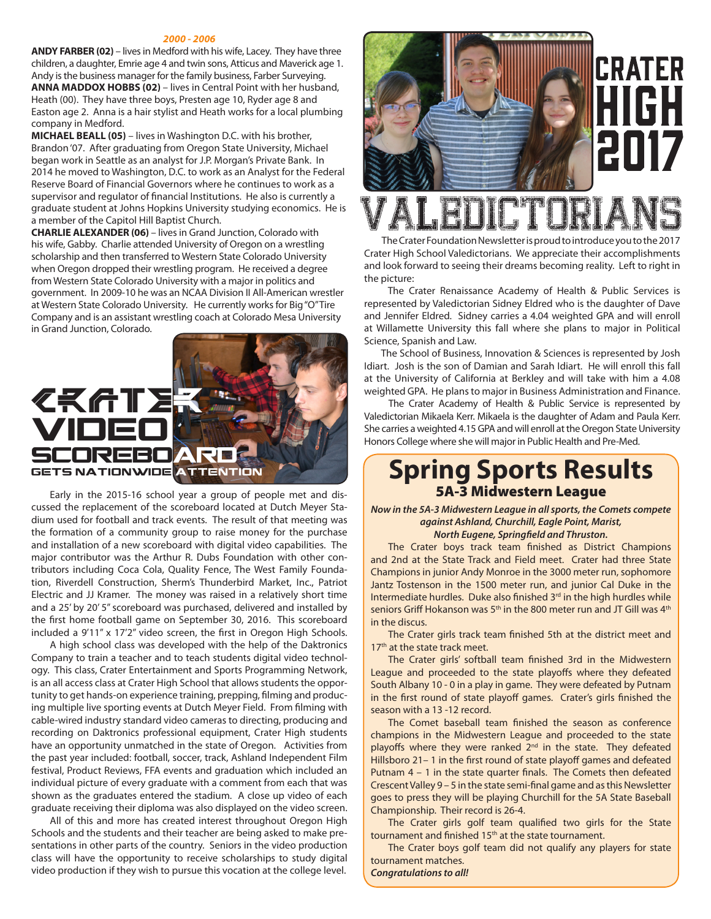*2000 - 2006*

**ANDY FARBER (02)** – lives in Medford with his wife, Lacey. They have three children, a daughter, Emrie age 4 and twin sons, Atticus and Maverick age 1. Andy is the business manager for the family business, Farber Surveying.

**ANNA MADDOX HOBBS (02)** – lives in Central Point with her husband, Heath (00). They have three boys, Presten age 10, Ryder age 8 and Easton age 2. Anna is a hair stylist and Heath works for a local plumbing company in Medford.

**MICHAEL BEALL (05)** – lives in Washington D.C. with his brother, Brandon '07. After graduating from Oregon State University, Michael began work in Seattle as an analyst for J.P. Morgan's Private Bank. In 2014 he moved to Washington, D.C. to work as an Analyst for the Federal Reserve Board of Financial Governors where he continues to work as a supervisor and regulator of financial Institutions. He also is currently a graduate student at Johns Hopkins University studying economics. He is a member of the Capitol Hill Baptist Church.

**CHARLIE ALEXANDER (06)** – lives in Grand Junction, Colorado with his wife, Gabby. Charlie attended University of Oregon on a wrestling scholarship and then transferred to Western State Colorado University when Oregon dropped their wrestling program. He received a degree from Western State Colorado University with a major in politics and government. In 2009-10 he was an NCAA Division II All-American wrestler at Western State Colorado University. He currently works for Big "O" Tire Company and is an assistant wrestling coach at Colorado Mesa University in Grand Junction, Colorado.

# CRATER VIDEO SCOREBOARD GETS NATIONWIDE ATTENTION

Early in the 2015-16 school year a group of people met and discussed the replacement of the scoreboard located at Dutch Meyer Stadium used for football and track events. The result of that meeting was the formation of a community group to raise money for the purchase and installation of a new scoreboard with digital video capabilities. The major contributor was the Arthur R. Dubs Foundation with other contributors including Coca Cola, Quality Fence, The West Family Foundation, Riverdell Construction, Sherm's Thunderbird Market, Inc., Patriot Electric and JJ Kramer. The money was raised in a relatively short time and a 25' by 20' 5" scoreboard was purchased, delivered and installed by the first home football game on September 30, 2016. This scoreboard included a 9'11" x 17'2" video screen, the first in Oregon High Schools.

A high school class was developed with the help of the Daktronics Company to train a teacher and to teach students digital video technology. This class, Crater Entertainment and Sports Programming Network, is an all access class at Crater High School that allows students the opportunity to get hands-on experience training, prepping, filming and producing multiple live sporting events at Dutch Meyer Field. From filming with cable-wired industry standard video cameras to directing, producing and recording on Daktronics professional equipment, Crater High students have an opportunity unmatched in the state of Oregon. Activities from the past year included: football, soccer, track, Ashland Independent Film festival, Product Reviews, FFA events and graduation which included an individual picture of every graduate with a comment from each that was shown as the graduates entered the stadium. A close up video of each graduate receiving their diploma was also displayed on the video screen.

All of this and more has created interest throughout Oregon High Schools and the students and their teacher are being asked to make presentations in other parts of the country. Seniors in the video production class will have the opportunity to receive scholarships to study digital video production if they wish to pursue this vocation at the college level.

# CRATER HIGH 2017 VALEDICTORIANS

The Crater Foundation Newsletter is proud to introduce you to the 2017 Crater High School Valedictorians. We appreciate their accomplishments and look forward to seeing their dreams becoming reality. Left to right in the picture:

The Crater Renaissance Academy of Health & Public Services is represented by Valedictorian Sidney Eldred who is the daughter of Dave and Jennifer Eldred. Sidney carries a 4.04 weighted GPA and will enroll at Willamette University this fall where she plans to major in Political Science, Spanish and Law.

The School of Business, Innovation & Sciences is represented by Josh Idiart. Josh is the son of Damian and Sarah Idiart. He will enroll this fall at the University of California at Berkley and will take with him a 4.08 weighted GPA. He plans to major in Business Administration and Finance.

The Crater Academy of Health & Public Service is represented by Valedictorian Mikaela Kerr. Mikaela is the daughter of Adam and Paula Kerr. She carries a weighted 4.15 GPA and will enroll at the Oregon State University Honors College where she will major in Public Health and Pre-Med.

# Spring Sports Results

## 5A-3 Midwestern League

***Now in the 5A-3 Midwestern League in all sports, the Comets compete against Ashland, Churchill, Eagle Point, Marist, North Eugene, Springfield and Thruston.***

The Crater boys track team finished as District Champions and 2nd at the State Track and Field meet. Crater had three State Champions in junior Andy Monroe in the 3000 meter run, sophomore Jantz Tostenson in the 1500 meter run, and junior Cal Duke in the Intermediate hurdles. Duke also finished 3rd in the high hurdles while seniors Griff Hokanson was 5th in the 800 meter run and JT Gill was 4th in the discus.

The Crater girls track team finished 5th at the district meet and 17th at the state track meet.

The Crater girls' softball team finished 3rd in the Midwestern League and proceeded to the state playoffs where they defeated South Albany 10 - 0 in a play in game. They were defeated by Putnam in the first round of state playoff games. Crater's girls finished the season with a 13 -12 record.

The Comet baseball team finished the season as conference champions in the Midwestern League and proceeded to the state playoffs where they were ranked 2nd in the state. They defeated Hillsboro 21– 1 in the first round of state playoff games and defeated Putnam 4 – 1 in the state quarter finals. The Comets then defeated Crescent Valley 9 – 5 in the state semi-final game and as this Newsletter goes to press they will be playing Churchill for the 5A State Baseball Championship. Their record is 26-4.

The Crater girls golf team qualified two girls for the State tournament and finished 15th at the state tournament.

The Crater boys golf team did not qualify any players for state tournament matches.

***Congratulations to all!***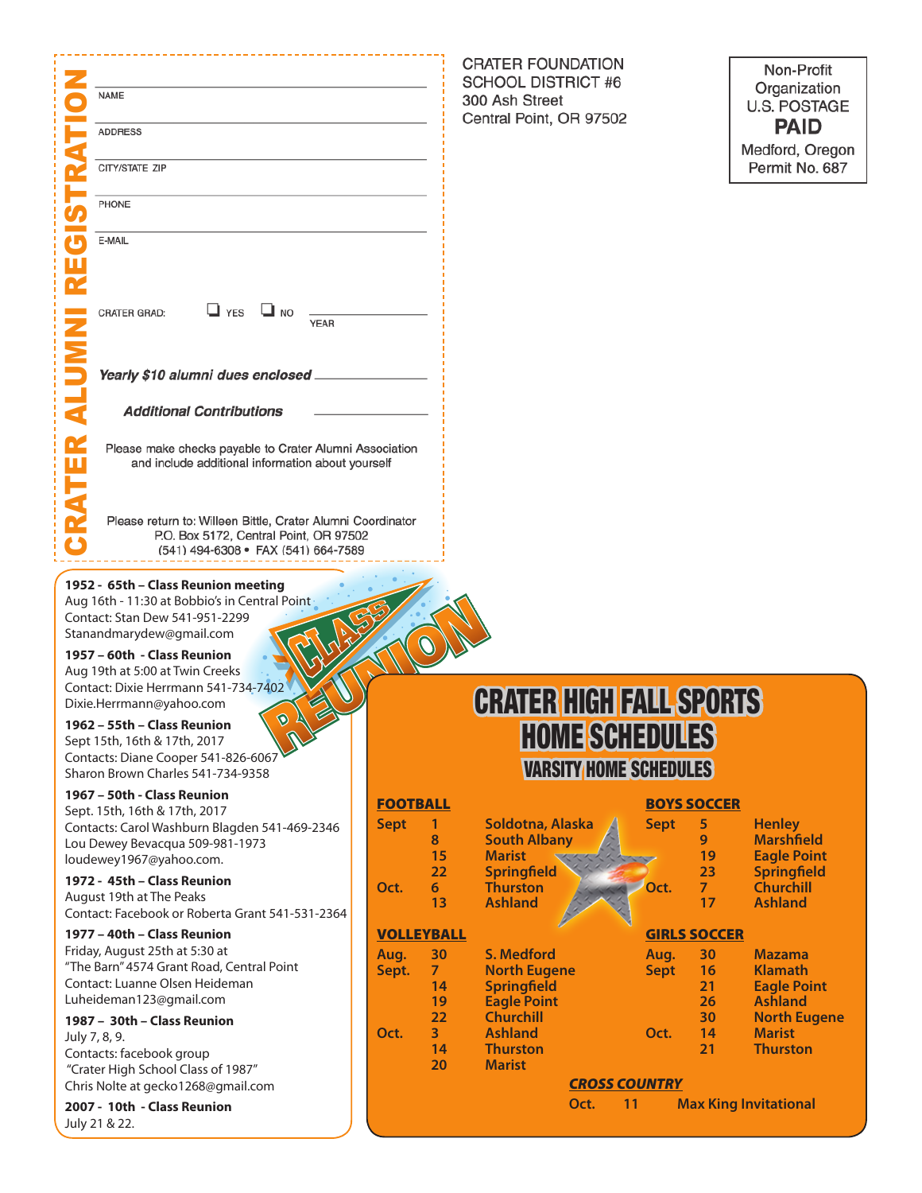## CRATER ALUMNI REGISTRATION

NAME

ADDRESS

CITY/STATE ZIP

PHONE

E-MAIL

CRATER GRAD: ❑ YES ❑ NO ____________ YEAR

*Yearly $10 alumni dues enclosed* ____________

*Additional Contributions* ____________

Please make checks payable to Crater Alumni Association and include additional information about yourself

Please return to: Willeen Bittle, Crater Alumni Coordinator
P.O. Box 5172, Central Point, OR 97502
(541) 494-6308 • FAX (541) 664-7589

CRATER FOUNDATION
SCHOOL DISTRICT #6
300 Ash Street
Central Point, OR 97502

Non-Profit Organization
U.S. POSTAGE
**PAID**
Medford, Oregon
Permit No. 687

## CLASS REUNION

**1952 - 65th – Class Reunion meeting**
Aug 16th - 11:30 at Bobbio's in Central Point
Contact: Stan Dew 541-951-2299
Stanandmarydew@gmail.com

**1957 – 60th - Class Reunion**
Aug 19th at 5:00 at Twin Creeks
Contact: Dixie Herrmann 541-734-7402
Dixie.Herrmann@yahoo.com

**1962 – 55th – Class Reunion**
Sept 15th, 16th & 17th, 2017
Contacts: Diane Cooper 541-826-6067
Sharon Brown Charles 541-734-9358

**1967 – 50th - Class Reunion**
Sept. 15th, 16th & 17th, 2017
Contacts: Carol Washburn Blagden 541-469-2346
Lou Dewey Bevacqua 509-981-1973
loudewey1967@yahoo.com.

**1972 - 45th – Class Reunion**
August 19th at The Peaks
Contact: Facebook or Roberta Grant 541-531-2364

**1977 – 40th – Class Reunion**
Friday, August 25th at 5:30 at
"The Barn" 4574 Grant Road, Central Point
Contact: Luanne Olsen Heideman
Luheideman123@gmail.com

**1987 – 30th – Class Reunion**
July 7, 8, 9.
Contacts: facebook group
"Crater High School Class of 1987"
Chris Nolte at gecko1268@gmail.com

**2007 - 10th - Class Reunion**
July 21 & 22.

## CRATER HIGH FALL SPORTS HOME SCHEDULES

### VARSITY HOME SCHEDULES

**FOOTBALL**

| | | |
|---|---|---|
| Sept | 1 | Soldotna, Alaska |
| | 8 | South Albany |
| | 15 | Marist |
| | 22 | Springfield |
| Oct. | 6 | Thurston |
| | 13 | Ashland |

**BOYS SOCCER**

| | | |
|---|---|---|
| Sept | 5 | Henley |
| | 9 | Marshfield |
| | 19 | Eagle Point |
| | 23 | Springfield |
| Oct. | 7 | Churchill |
| | 17 | Ashland |

**VOLLEYBALL**

| | | |
|---|---|---|
| Aug. | 30 | S. Medford |
| Sept. | 7 | North Eugene |
| | 14 | Springfield |
| | 19 | Eagle Point |
| | 22 | Churchill |
| Oct. | 3 | Ashland |
| | 14 | Thurston |
| | 20 | Marist |

**GIRLS SOCCER**

| | | |
|---|---|---|
| Aug. | 30 | Mazama |
| Sept | 16 | Klamath |
| | 21 | Eagle Point |
| | 26 | Ashland |
| | 30 | North Eugene |
| Oct. | 14 | Marist |
| | 21 | Thurston |

***CROSS COUNTRY***

| | | |
|---|---|---|
| Oct. | 11 | Max King Invitational |